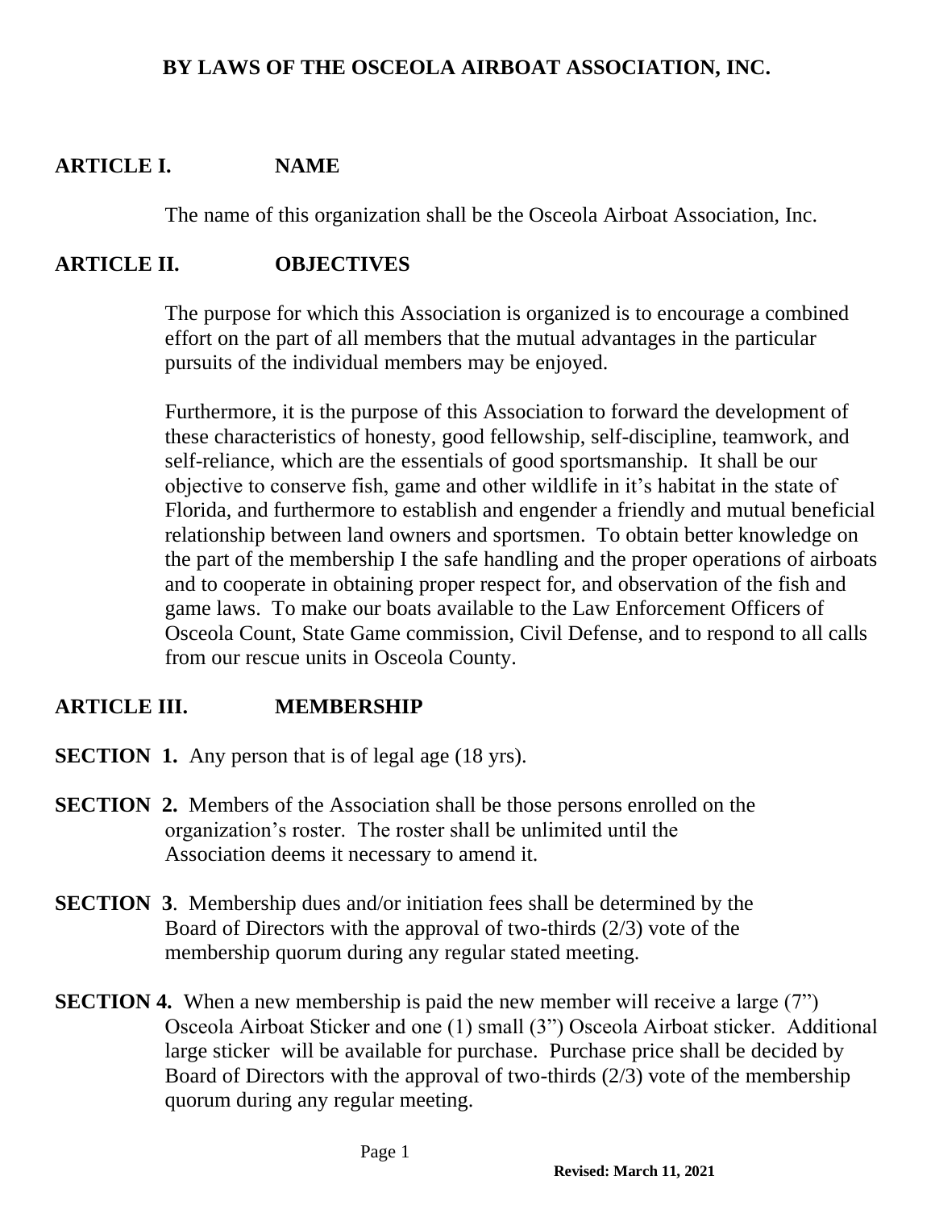# BY LAWS OF THE OSCEOLA AIRBOAT ASSOCIATION, INC.

## ARTICLE I. NAME

The name of this organization shall be the Osceola Airboat Association, Inc.

## ARTICLE II. OBJECTIVES

The purpose for which this Association is organized is to encourage a combined effort on the part of all members that the mutual advantages in the particular pursuits of the individual members may be enjoyed.

Furthermore, it is the purpose of this Association to forward the development of these characteristics of honesty, good fellowship, self-discipline, teamwork, and self-reliance, which are the essentials of good sportsmanship. It shall be our objective to conserve fish, game and other wildlife in it's habitat in the state of Florida, and furthermore to establish and engender a friendly and mutual beneficial relationship between land owners and sportsmen. To obtain better knowledge on the part of the membership I the safe handling and the proper operations of airboats and to cooperate in obtaining proper respect for, and observation of the fish and game laws. To make our boats available to the Law Enforcement Officers of Osceola Count, State Game commission, Civil Defense, and to respond to all calls from our rescue units in Osceola County.

## ARTICLE III. MEMBERSHIP

**SECTION 1.** Any person that is of legal age (18 yrs).

**SECTION 2.** Members of the Association shall be those persons enrolled on the organization's roster. The roster shall be unlimited until the Association deems it necessary to amend it.

**SECTION 3**. Membership dues and/or initiation fees shall be determined by the Board of Directors with the approval of two-thirds (2/3) vote of the membership quorum during any regular stated meeting.

**SECTION 4.** When a new membership is paid the new member will receive a large (7") Osceola Airboat Sticker and one (1) small (3") Osceola Airboat sticker. Additional large sticker will be available for purchase. Purchase price shall be decided by Board of Directors with the approval of two-thirds (2/3) vote of the membership quorum during any regular meeting.

**Revised: March 11, 2021**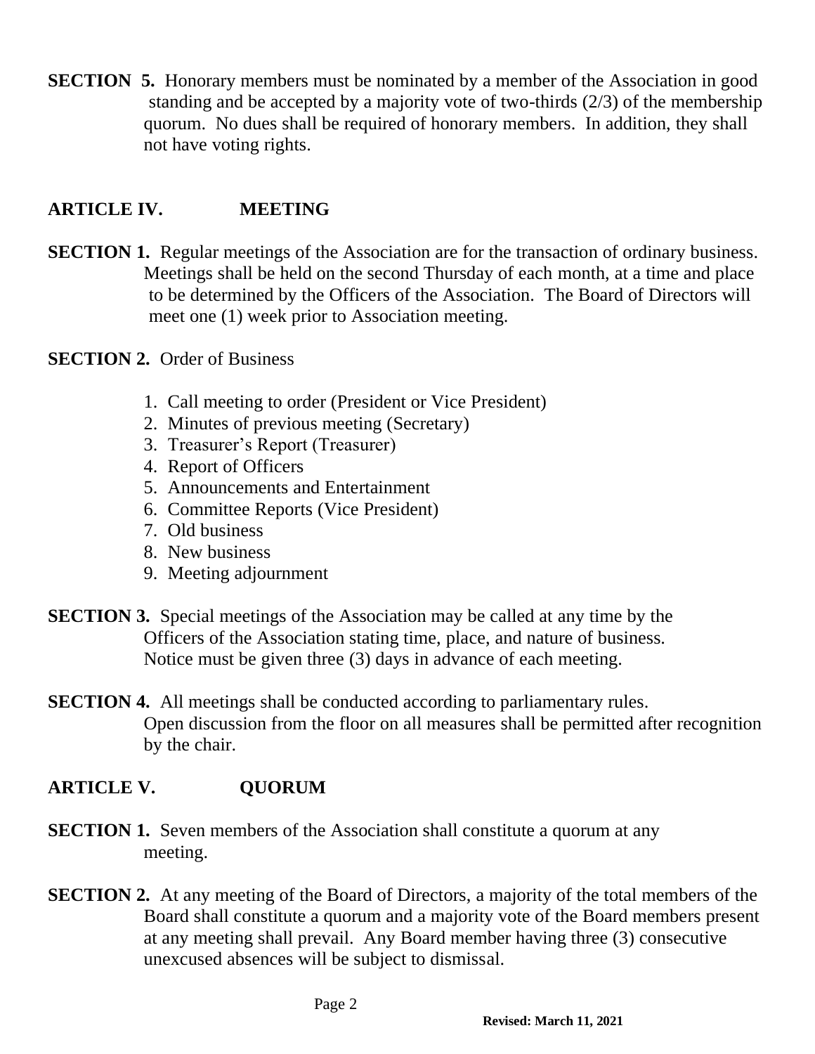**SECTION 5.** Honorary members must be nominated by a member of the Association in good standing and be accepted by a majority vote of two-thirds (2/3) of the membership quorum. No dues shall be required of honorary members. In addition, they shall not have voting rights.

## ARTICLE IV. MEETING

**SECTION 1.** Regular meetings of the Association are for the transaction of ordinary business. Meetings shall be held on the second Thursday of each month, at a time and place to be determined by the Officers of the Association. The Board of Directors will meet one (1) week prior to Association meeting.

**SECTION 2.** Order of Business

1. Call meeting to order (President or Vice President)
2. Minutes of previous meeting (Secretary)
3. Treasurer's Report (Treasurer)
4. Report of Officers
5. Announcements and Entertainment
6. Committee Reports (Vice President)
7. Old business
8. New business
9. Meeting adjournment

**SECTION 3.** Special meetings of the Association may be called at any time by the Officers of the Association stating time, place, and nature of business. Notice must be given three (3) days in advance of each meeting.

**SECTION 4.** All meetings shall be conducted according to parliamentary rules. Open discussion from the floor on all measures shall be permitted after recognition by the chair.

## ARTICLE V. QUORUM

**SECTION 1.** Seven members of the Association shall constitute a quorum at any meeting.

**SECTION 2.** At any meeting of the Board of Directors, a majority of the total members of the Board shall constitute a quorum and a majority vote of the Board members present at any meeting shall prevail. Any Board member having three (3) consecutive unexcused absences will be subject to dismissal.

**Revised: March 11, 2021**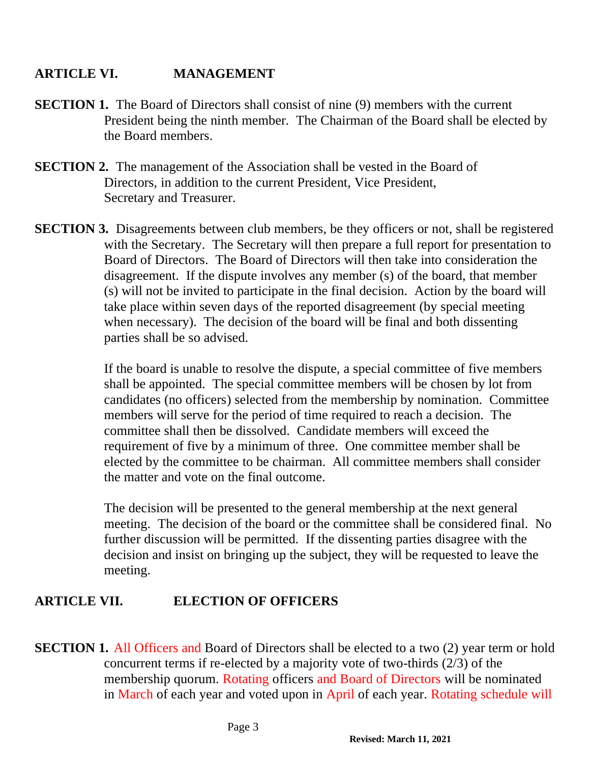## ARTICLE VI. MANAGEMENT

**SECTION 1.** The Board of Directors shall consist of nine (9) members with the current President being the ninth member. The Chairman of the Board shall be elected by the Board members.

**SECTION 2.** The management of the Association shall be vested in the Board of Directors, in addition to the current President, Vice President, Secretary and Treasurer.

**SECTION 3.** Disagreements between club members, be they officers or not, shall be registered with the Secretary. The Secretary will then prepare a full report for presentation to Board of Directors. The Board of Directors will then take into consideration the disagreement. If the dispute involves any member (s) of the board, that member (s) will not be invited to participate in the final decision. Action by the board will take place within seven days of the reported disagreement (by special meeting when necessary). The decision of the board will be final and both dissenting parties shall be so advised.

If the board is unable to resolve the dispute, a special committee of five members shall be appointed. The special committee members will be chosen by lot from candidates (no officers) selected from the membership by nomination. Committee members will serve for the period of time required to reach a decision. The committee shall then be dissolved. Candidate members will exceed the requirement of five by a minimum of three. One committee member shall be elected by the committee to be chairman. All committee members shall consider the matter and vote on the final outcome.

The decision will be presented to the general membership at the next general meeting. The decision of the board or the committee shall be considered final. No further discussion will be permitted. If the dissenting parties disagree with the decision and insist on bringing up the subject, they will be requested to leave the meeting.

## ARTICLE VII. ELECTION OF OFFICERS

**SECTION 1.** All Officers and Board of Directors shall be elected to a two (2) year term or hold concurrent terms if re-elected by a majority vote of two-thirds (2/3) of the membership quorum. Rotating officers and Board of Directors will be nominated in March of each year and voted upon in April of each year. Rotating schedule will

Revised: March 11, 2021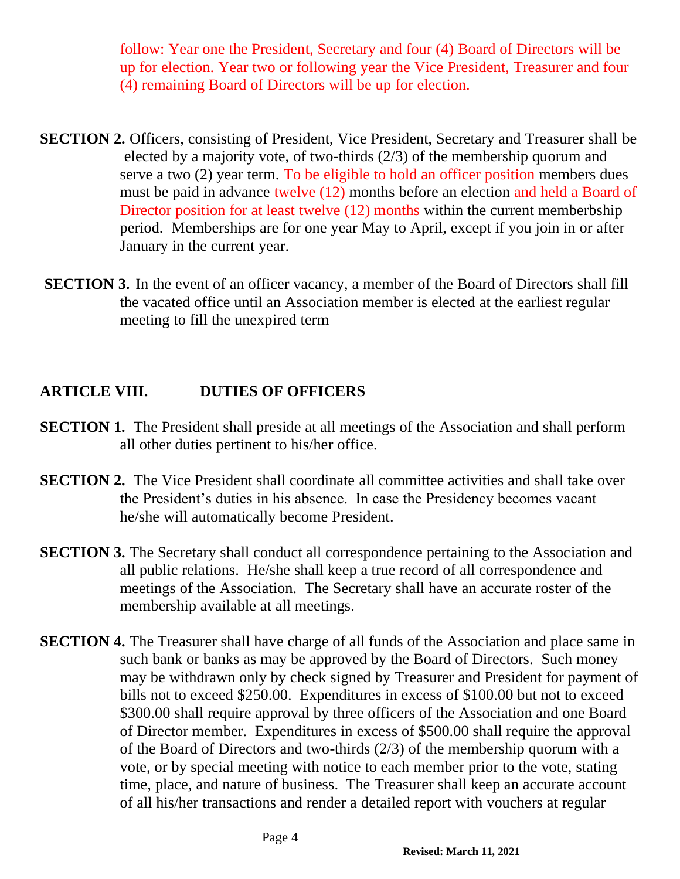follow: Year one the President, Secretary and four (4) Board of Directors will be up for election. Year two or following year the Vice President, Treasurer and four (4) remaining Board of Directors will be up for election.

**SECTION 2.** Officers, consisting of President, Vice President, Secretary and Treasurer shall be elected by a majority vote, of two-thirds (2/3) of the membership quorum and serve a two (2) year term. To be eligible to hold an officer position members dues must be paid in advance twelve (12) months before an election and held a Board of Director position for at least twelve (12) months within the current memberbship period. Memberships are for one year May to April, except if you join in or after January in the current year.

**SECTION 3.** In the event of an officer vacancy, a member of the Board of Directors shall fill the vacated office until an Association member is elected at the earliest regular meeting to fill the unexpired term

## ARTICLE VIII. DUTIES OF OFFICERS

**SECTION 1.** The President shall preside at all meetings of the Association and shall perform all other duties pertinent to his/her office.

**SECTION 2.** The Vice President shall coordinate all committee activities and shall take over the President's duties in his absence. In case the Presidency becomes vacant he/she will automatically become President.

**SECTION 3.** The Secretary shall conduct all correspondence pertaining to the Association and all public relations. He/she shall keep a true record of all correspondence and meetings of the Association. The Secretary shall have an accurate roster of the membership available at all meetings.

**SECTION 4.** The Treasurer shall have charge of all funds of the Association and place same in such bank or banks as may be approved by the Board of Directors. Such money may be withdrawn only by check signed by Treasurer and President for payment of bills not to exceed $250.00. Expenditures in excess of $100.00 but not to exceed $300.00 shall require approval by three officers of the Association and one Board of Director member. Expenditures in excess of $500.00 shall require the approval of the Board of Directors and two-thirds (2/3) of the membership quorum with a vote, or by special meeting with notice to each member prior to the vote, stating time, place, and nature of business. The Treasurer shall keep an accurate account of all his/her transactions and render a detailed report with vouchers at regular

**Revised: March 11, 2021**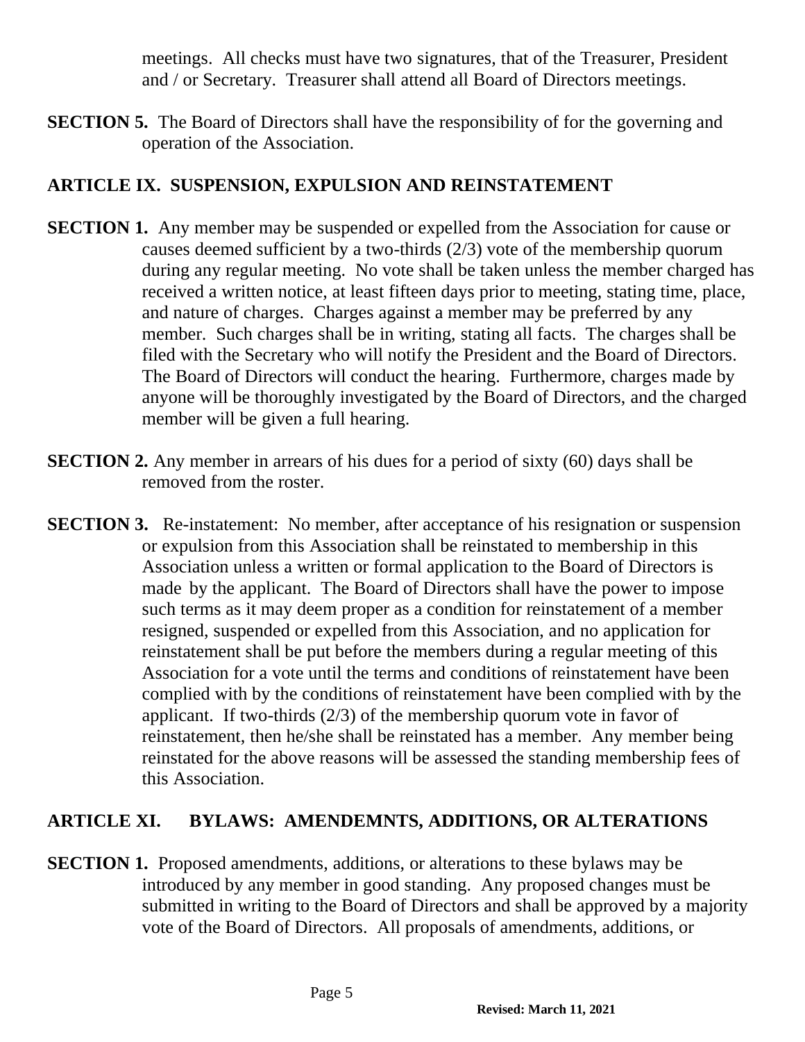meetings. All checks must have two signatures, that of the Treasurer, President and / or Secretary. Treasurer shall attend all Board of Directors meetings.

**SECTION 5.** The Board of Directors shall have the responsibility of for the governing and operation of the Association.

## ARTICLE IX. SUSPENSION, EXPULSION AND REINSTATEMENT

**SECTION 1.** Any member may be suspended or expelled from the Association for cause or causes deemed sufficient by a two-thirds (2/3) vote of the membership quorum during any regular meeting. No vote shall be taken unless the member charged has received a written notice, at least fifteen days prior to meeting, stating time, place, and nature of charges. Charges against a member may be preferred by any member. Such charges shall be in writing, stating all facts. The charges shall be filed with the Secretary who will notify the President and the Board of Directors. The Board of Directors will conduct the hearing. Furthermore, charges made by anyone will be thoroughly investigated by the Board of Directors, and the charged member will be given a full hearing.

**SECTION 2.** Any member in arrears of his dues for a period of sixty (60) days shall be removed from the roster.

**SECTION 3.** Re-instatement: No member, after acceptance of his resignation or suspension or expulsion from this Association shall be reinstated to membership in this Association unless a written or formal application to the Board of Directors is made by the applicant. The Board of Directors shall have the power to impose such terms as it may deem proper as a condition for reinstatement of a member resigned, suspended or expelled from this Association, and no application for reinstatement shall be put before the members during a regular meeting of this Association for a vote until the terms and conditions of reinstatement have been complied with by the conditions of reinstatement have been complied with by the applicant. If two-thirds (2/3) of the membership quorum vote in favor of reinstatement, then he/she shall be reinstated has a member. Any member being reinstated for the above reasons will be assessed the standing membership fees of this Association.

## ARTICLE XI. BYLAWS: AMENDEMNTS, ADDITIONS, OR ALTERATIONS

**SECTION 1.** Proposed amendments, additions, or alterations to these bylaws may be introduced by any member in good standing. Any proposed changes must be submitted in writing to the Board of Directors and shall be approved by a majority vote of the Board of Directors. All proposals of amendments, additions, or

**Revised: March 11, 2021**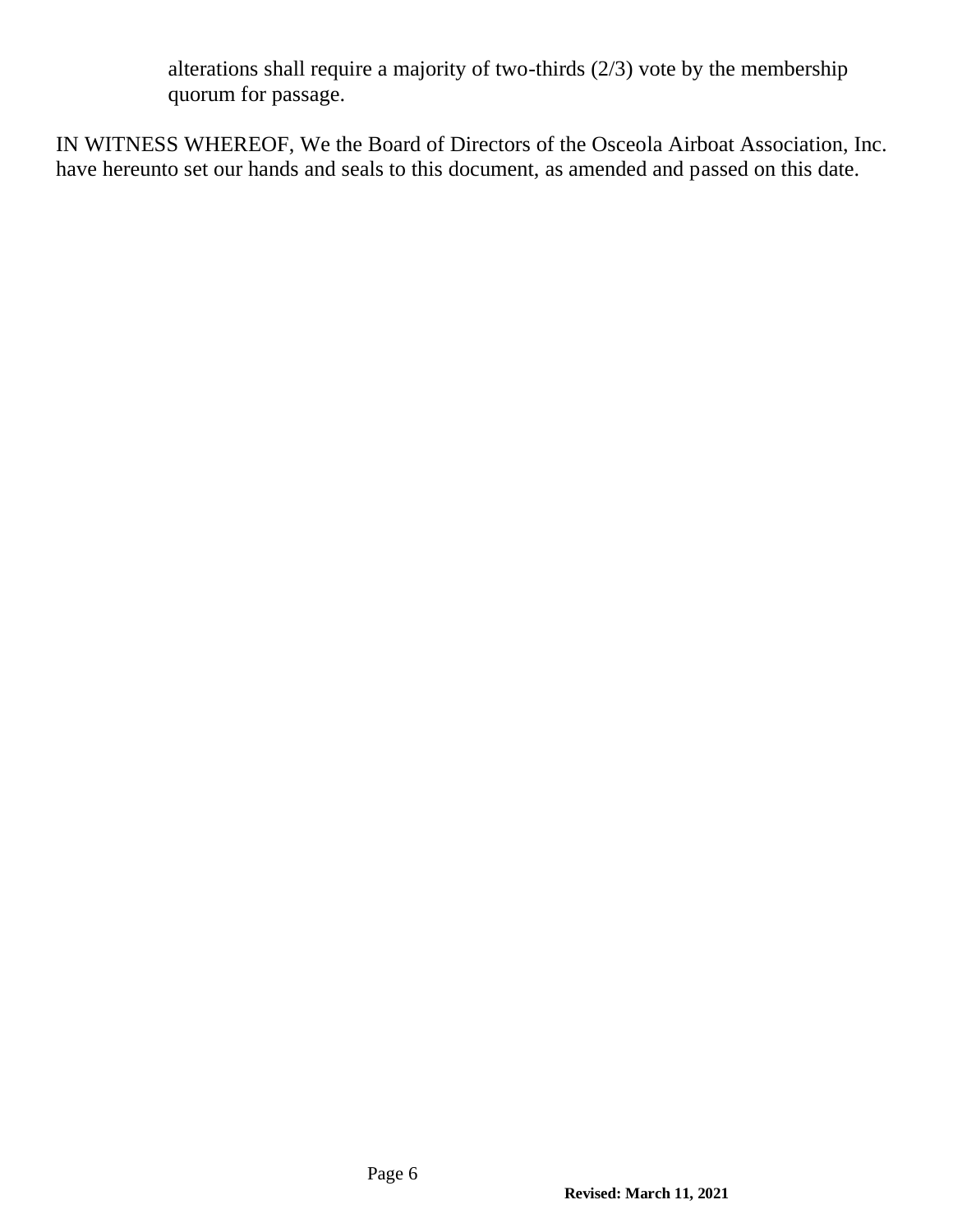alterations shall require a majority of two-thirds (2/3) vote by the membership quorum for passage.

IN WITNESS WHEREOF, We the Board of Directors of the Osceola Airboat Association, Inc. have hereunto set our hands and seals to this document, as amended and passed on this date.

**Revised: March 11, 2021**